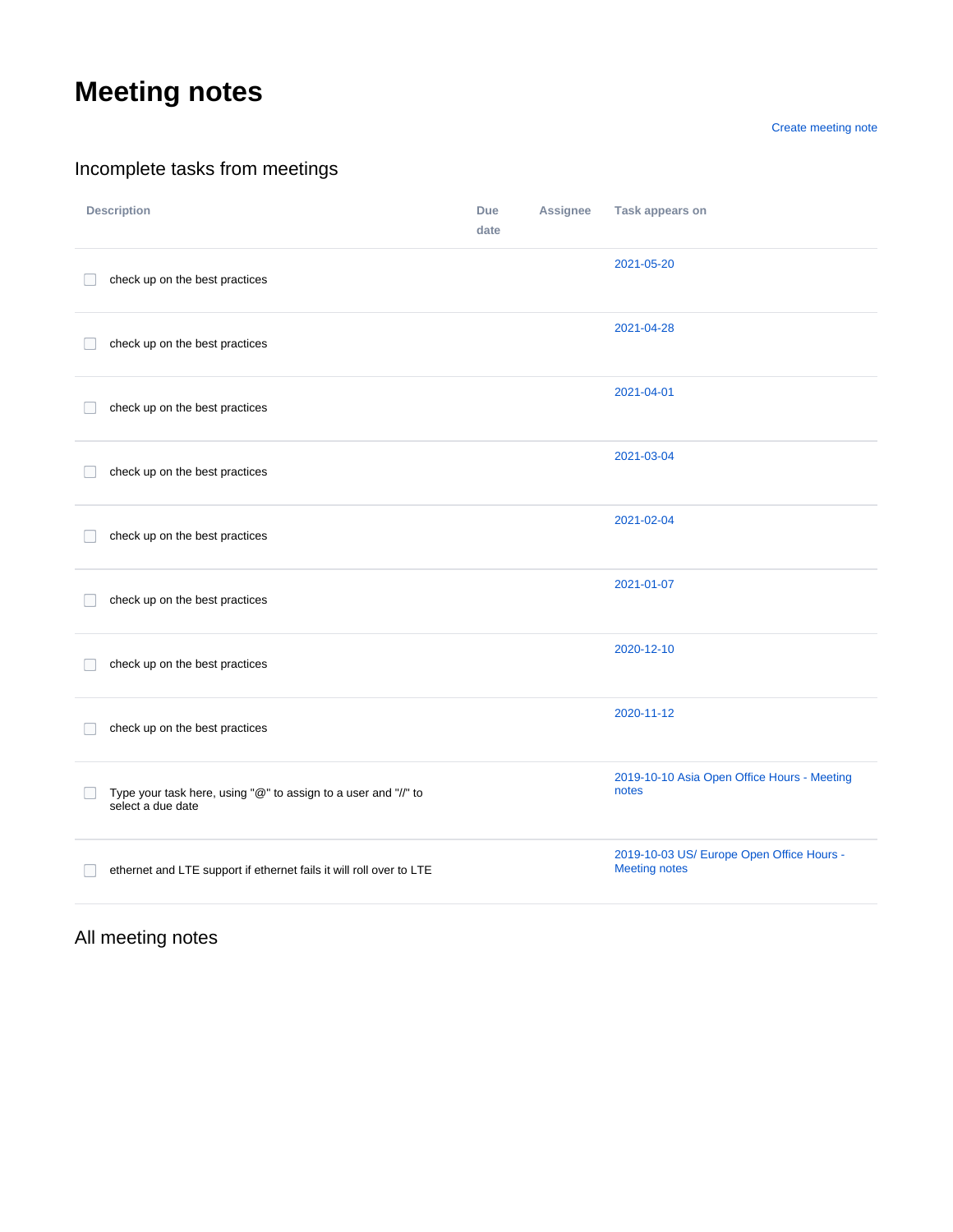# Meeting notes

Create meeting note

## Incomplete tasks from meetings

| Description | Due date | Assignee | Task appears on |
| --- | --- | --- | --- |
| ☐ check up on the best practices | | | 2021-05-20 |
| ☐ check up on the best practices | | | 2021-04-28 |
| ☐ check up on the best practices | | | 2021-04-01 |
| ☐ check up on the best practices | | | 2021-03-04 |
| ☐ check up on the best practices | | | 2021-02-04 |
| ☐ check up on the best practices | | | 2021-01-07 |
| ☐ check up on the best practices | | | 2020-12-10 |
| ☐ check up on the best practices | | | 2020-11-12 |
| ☐ Type your task here, using "@" to assign to a user and "//" to select a due date | | | 2019-10-10 Asia Open Office Hours - Meeting notes |
| ☐ ethernet and LTE support if ethernet fails it will roll over to LTE | | | 2019-10-03 US/ Europe Open Office Hours - Meeting notes |

## All meeting notes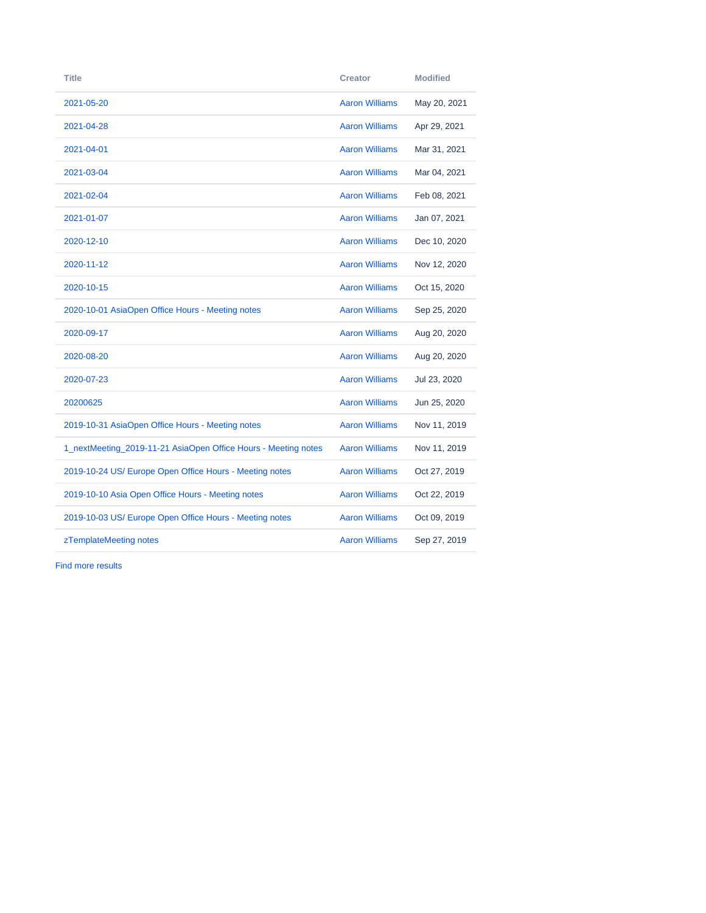| Title | Creator | Modified |
| --- | --- | --- |
| 2021-05-20 | Aaron Williams | May 20, 2021 |
| 2021-04-28 | Aaron Williams | Apr 29, 2021 |
| 2021-04-01 | Aaron Williams | Mar 31, 2021 |
| 2021-03-04 | Aaron Williams | Mar 04, 2021 |
| 2021-02-04 | Aaron Williams | Feb 08, 2021 |
| 2021-01-07 | Aaron Williams | Jan 07, 2021 |
| 2020-12-10 | Aaron Williams | Dec 10, 2020 |
| 2020-11-12 | Aaron Williams | Nov 12, 2020 |
| 2020-10-15 | Aaron Williams | Oct 15, 2020 |
| 2020-10-01 AsiaOpen Office Hours - Meeting notes | Aaron Williams | Sep 25, 2020 |
| 2020-09-17 | Aaron Williams | Aug 20, 2020 |
| 2020-08-20 | Aaron Williams | Aug 20, 2020 |
| 2020-07-23 | Aaron Williams | Jul 23, 2020 |
| 20200625 | Aaron Williams | Jun 25, 2020 |
| 2019-10-31 AsiaOpen Office Hours - Meeting notes | Aaron Williams | Nov 11, 2019 |
| 1_nextMeeting_2019-11-21 AsiaOpen Office Hours - Meeting notes | Aaron Williams | Nov 11, 2019 |
| 2019-10-24 US/ Europe Open Office Hours - Meeting notes | Aaron Williams | Oct 27, 2019 |
| 2019-10-10 Asia Open Office Hours - Meeting notes | Aaron Williams | Oct 22, 2019 |
| 2019-10-03 US/ Europe Open Office Hours - Meeting notes | Aaron Williams | Oct 09, 2019 |
| zTemplateMeeting notes | Aaron Williams | Sep 27, 2019 |

Find more results